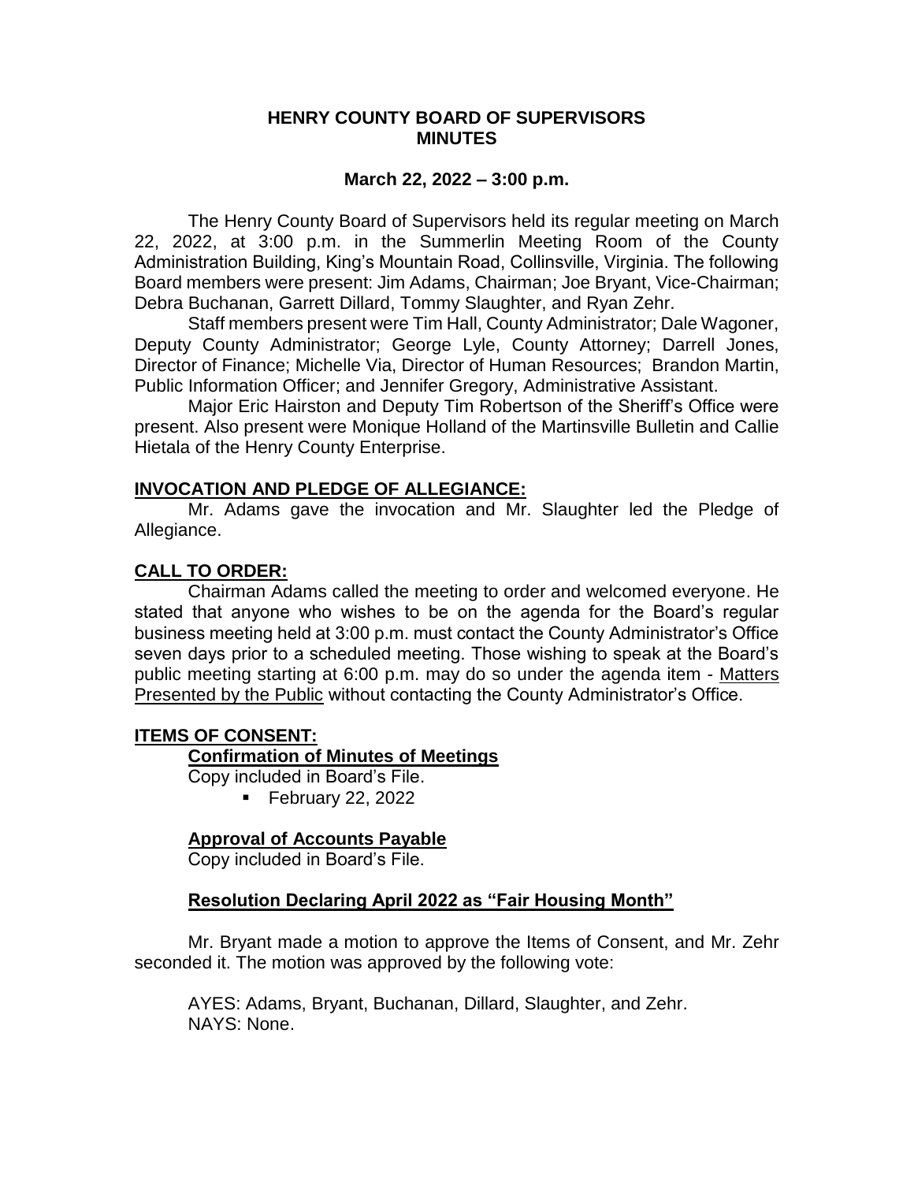# HENRY COUNTY BOARD OF SUPERVISORS MINUTES

## March 22, 2022 – 3:00 p.m.

The Henry County Board of Supervisors held its regular meeting on March 22, 2022, at 3:00 p.m. in the Summerlin Meeting Room of the County Administration Building, King's Mountain Road, Collinsville, Virginia. The following Board members were present: Jim Adams, Chairman; Joe Bryant, Vice-Chairman; Debra Buchanan, Garrett Dillard, Tommy Slaughter, and Ryan Zehr.

Staff members present were Tim Hall, County Administrator; Dale Wagoner, Deputy County Administrator; George Lyle, County Attorney; Darrell Jones, Director of Finance; Michelle Via, Director of Human Resources; Brandon Martin, Public Information Officer; and Jennifer Gregory, Administrative Assistant.

Major Eric Hairston and Deputy Tim Robertson of the Sheriff's Office were present. Also present were Monique Holland of the Martinsville Bulletin and Callie Hietala of the Henry County Enterprise.

**INVOCATION AND PLEDGE OF ALLEGIANCE:**

Mr. Adams gave the invocation and Mr. Slaughter led the Pledge of Allegiance.

**CALL TO ORDER:**

Chairman Adams called the meeting to order and welcomed everyone. He stated that anyone who wishes to be on the agenda for the Board's regular business meeting held at 3:00 p.m. must contact the County Administrator's Office seven days prior to a scheduled meeting. Those wishing to speak at the Board's public meeting starting at 6:00 p.m. may do so under the agenda item - Matters Presented by the Public without contacting the County Administrator's Office.

**ITEMS OF CONSENT:**

**Confirmation of Minutes of Meetings**

Copy included in Board's File.

- February 22, 2022

**Approval of Accounts Payable**

Copy included in Board's File.

**Resolution Declaring April 2022 as "Fair Housing Month"**

Mr. Bryant made a motion to approve the Items of Consent, and Mr. Zehr seconded it. The motion was approved by the following vote:

AYES: Adams, Bryant, Buchanan, Dillard, Slaughter, and Zehr.
NAYS: None.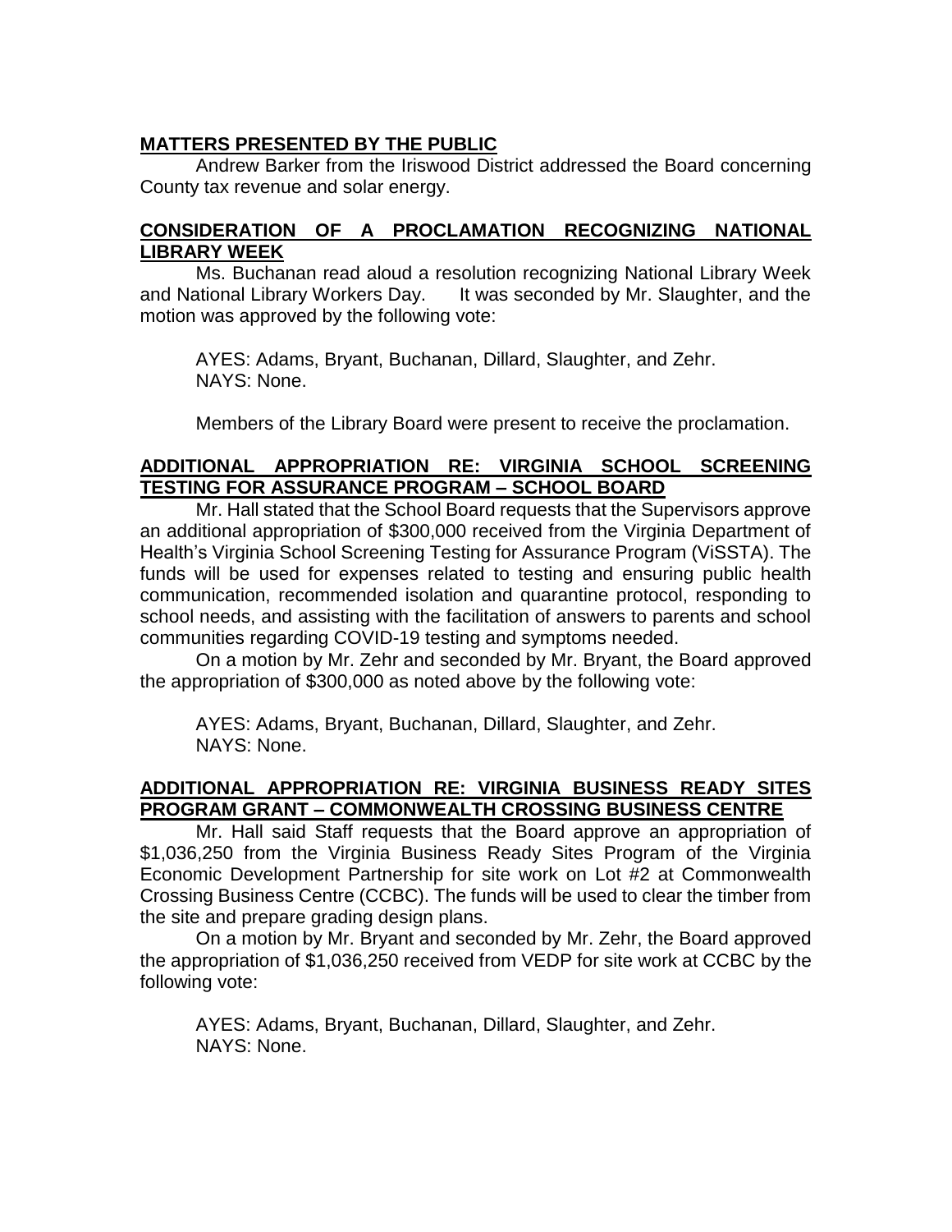**MATTERS PRESENTED BY THE PUBLIC**

Andrew Barker from the Iriswood District addressed the Board concerning County tax revenue and solar energy.

**CONSIDERATION OF A PROCLAMATION RECOGNIZING NATIONAL LIBRARY WEEK**

Ms. Buchanan read aloud a resolution recognizing National Library Week and National Library Workers Day. It was seconded by Mr. Slaughter, and the motion was approved by the following vote:

AYES: Adams, Bryant, Buchanan, Dillard, Slaughter, and Zehr.
NAYS: None.

Members of the Library Board were present to receive the proclamation.

**ADDITIONAL APPROPRIATION RE: VIRGINIA SCHOOL SCREENING TESTING FOR ASSURANCE PROGRAM – SCHOOL BOARD**

Mr. Hall stated that the School Board requests that the Supervisors approve an additional appropriation of $300,000 received from the Virginia Department of Health's Virginia School Screening Testing for Assurance Program (ViSSTA). The funds will be used for expenses related to testing and ensuring public health communication, recommended isolation and quarantine protocol, responding to school needs, and assisting with the facilitation of answers to parents and school communities regarding COVID-19 testing and symptoms needed.

On a motion by Mr. Zehr and seconded by Mr. Bryant, the Board approved the appropriation of $300,000 as noted above by the following vote:

AYES: Adams, Bryant, Buchanan, Dillard, Slaughter, and Zehr.
NAYS: None.

**ADDITIONAL APPROPRIATION RE: VIRGINIA BUSINESS READY SITES PROGRAM GRANT – COMMONWEALTH CROSSING BUSINESS CENTRE**

Mr. Hall said Staff requests that the Board approve an appropriation of $1,036,250 from the Virginia Business Ready Sites Program of the Virginia Economic Development Partnership for site work on Lot #2 at Commonwealth Crossing Business Centre (CCBC). The funds will be used to clear the timber from the site and prepare grading design plans.

On a motion by Mr. Bryant and seconded by Mr. Zehr, the Board approved the appropriation of $1,036,250 received from VEDP for site work at CCBC by the following vote:

AYES: Adams, Bryant, Buchanan, Dillard, Slaughter, and Zehr.
NAYS: None.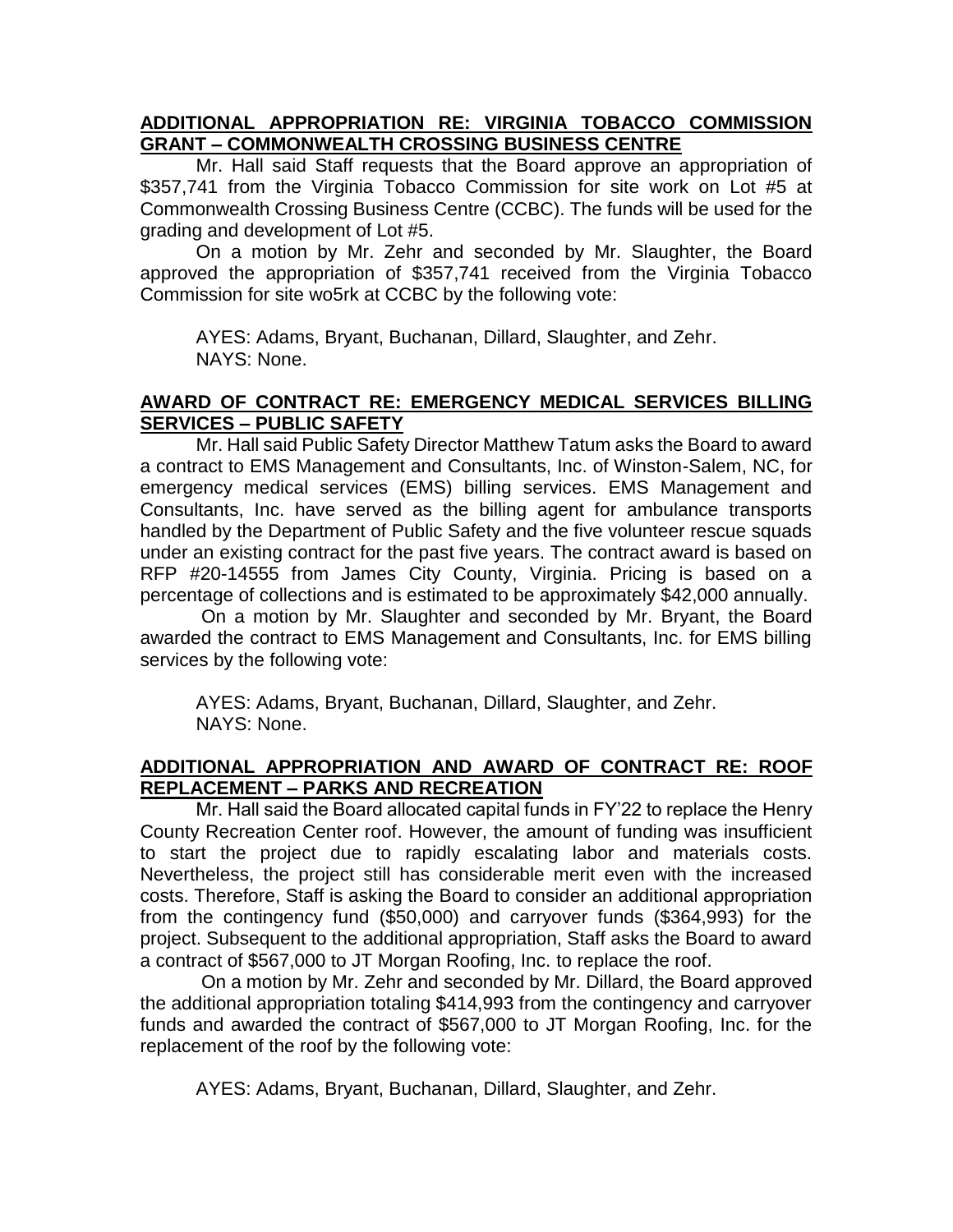**ADDITIONAL APPROPRIATION RE: VIRGINIA TOBACCO COMMISSION GRANT – COMMONWEALTH CROSSING BUSINESS CENTRE**

Mr. Hall said Staff requests that the Board approve an appropriation of $357,741 from the Virginia Tobacco Commission for site work on Lot #5 at Commonwealth Crossing Business Centre (CCBC). The funds will be used for the grading and development of Lot #5.

On a motion by Mr. Zehr and seconded by Mr. Slaughter, the Board approved the appropriation of $357,741 received from the Virginia Tobacco Commission for site wo5rk at CCBC by the following vote:

AYES: Adams, Bryant, Buchanan, Dillard, Slaughter, and Zehr.
NAYS: None.

**AWARD OF CONTRACT RE: EMERGENCY MEDICAL SERVICES BILLING SERVICES – PUBLIC SAFETY**

Mr. Hall said Public Safety Director Matthew Tatum asks the Board to award a contract to EMS Management and Consultants, Inc. of Winston-Salem, NC, for emergency medical services (EMS) billing services. EMS Management and Consultants, Inc. have served as the billing agent for ambulance transports handled by the Department of Public Safety and the five volunteer rescue squads under an existing contract for the past five years. The contract award is based on RFP #20-14555 from James City County, Virginia. Pricing is based on a percentage of collections and is estimated to be approximately $42,000 annually.

On a motion by Mr. Slaughter and seconded by Mr. Bryant, the Board awarded the contract to EMS Management and Consultants, Inc. for EMS billing services by the following vote:

AYES: Adams, Bryant, Buchanan, Dillard, Slaughter, and Zehr.
NAYS: None.

**ADDITIONAL APPROPRIATION AND AWARD OF CONTRACT RE: ROOF REPLACEMENT – PARKS AND RECREATION**

Mr. Hall said the Board allocated capital funds in FY'22 to replace the Henry County Recreation Center roof. However, the amount of funding was insufficient to start the project due to rapidly escalating labor and materials costs. Nevertheless, the project still has considerable merit even with the increased costs. Therefore, Staff is asking the Board to consider an additional appropriation from the contingency fund ($50,000) and carryover funds ($364,993) for the project. Subsequent to the additional appropriation, Staff asks the Board to award a contract of $567,000 to JT Morgan Roofing, Inc. to replace the roof.

On a motion by Mr. Zehr and seconded by Mr. Dillard, the Board approved the additional appropriation totaling $414,993 from the contingency and carryover funds and awarded the contract of $567,000 to JT Morgan Roofing, Inc. for the replacement of the roof by the following vote:

AYES: Adams, Bryant, Buchanan, Dillard, Slaughter, and Zehr.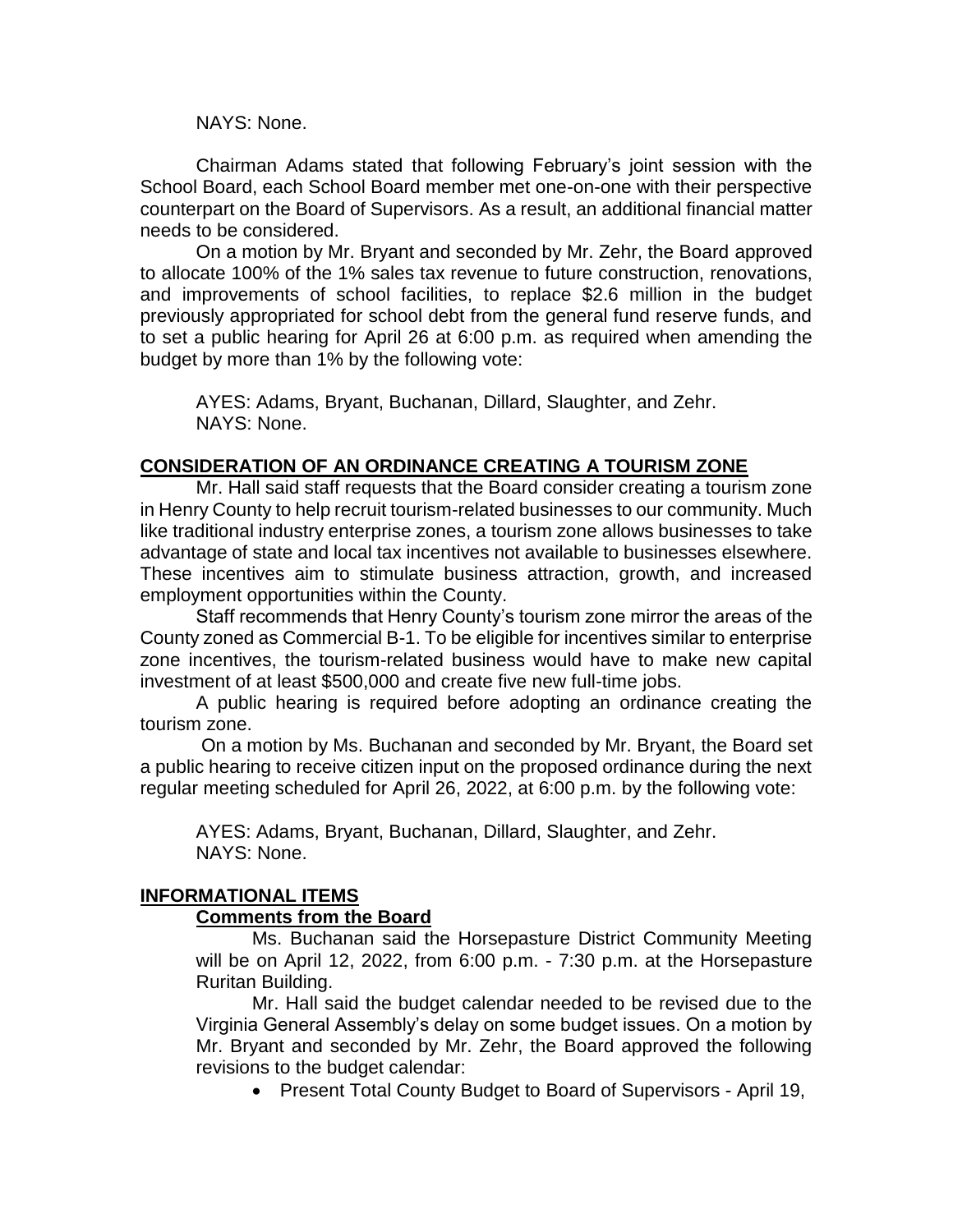NAYS: None.

Chairman Adams stated that following February's joint session with the School Board, each School Board member met one-on-one with their perspective counterpart on the Board of Supervisors. As a result, an additional financial matter needs to be considered.

On a motion by Mr. Bryant and seconded by Mr. Zehr, the Board approved to allocate 100% of the 1% sales tax revenue to future construction, renovations, and improvements of school facilities, to replace $2.6 million in the budget previously appropriated for school debt from the general fund reserve funds, and to set a public hearing for April 26 at 6:00 p.m. as required when amending the budget by more than 1% by the following vote:

AYES: Adams, Bryant, Buchanan, Dillard, Slaughter, and Zehr.
NAYS: None.

## CONSIDERATION OF AN ORDINANCE CREATING A TOURISM ZONE

Mr. Hall said staff requests that the Board consider creating a tourism zone in Henry County to help recruit tourism-related businesses to our community. Much like traditional industry enterprise zones, a tourism zone allows businesses to take advantage of state and local tax incentives not available to businesses elsewhere. These incentives aim to stimulate business attraction, growth, and increased employment opportunities within the County.

Staff recommends that Henry County's tourism zone mirror the areas of the County zoned as Commercial B-1. To be eligible for incentives similar to enterprise zone incentives, the tourism-related business would have to make new capital investment of at least $500,000 and create five new full-time jobs.

A public hearing is required before adopting an ordinance creating the tourism zone.

On a motion by Ms. Buchanan and seconded by Mr. Bryant, the Board set a public hearing to receive citizen input on the proposed ordinance during the next regular meeting scheduled for April 26, 2022, at 6:00 p.m. by the following vote:

AYES: Adams, Bryant, Buchanan, Dillard, Slaughter, and Zehr.
NAYS: None.

## INFORMATIONAL ITEMS

### Comments from the Board

Ms. Buchanan said the Horsepasture District Community Meeting will be on April 12, 2022, from 6:00 p.m. - 7:30 p.m. at the Horsepasture Ruritan Building.

Mr. Hall said the budget calendar needed to be revised due to the Virginia General Assembly's delay on some budget issues. On a motion by Mr. Bryant and seconded by Mr. Zehr, the Board approved the following revisions to the budget calendar:

- Present Total County Budget to Board of Supervisors - April 19,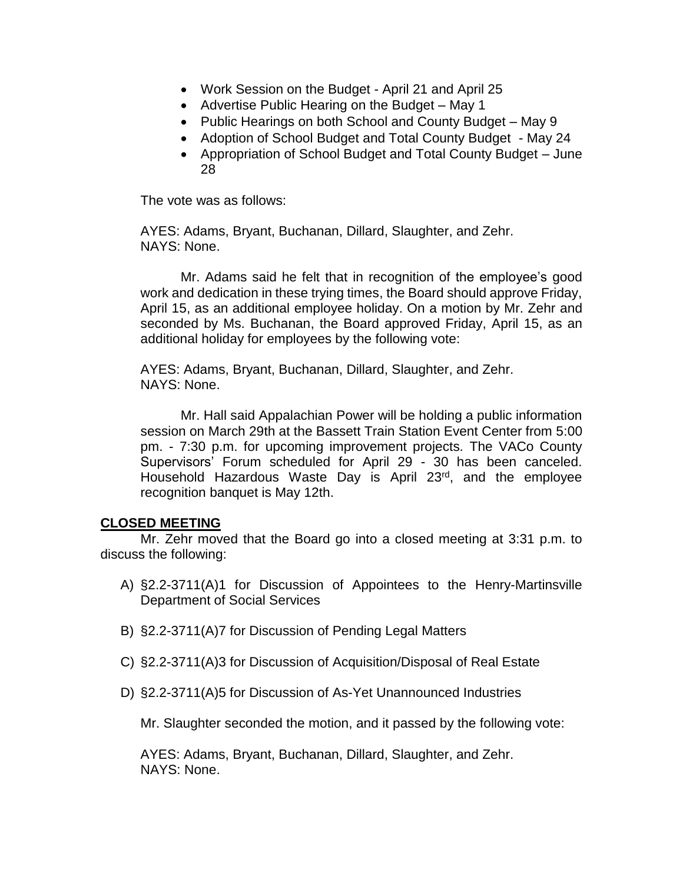- Work Session on the Budget - April 21 and April 25
- Advertise Public Hearing on the Budget – May 1
- Public Hearings on both School and County Budget – May 9
- Adoption of School Budget and Total County Budget - May 24
- Appropriation of School Budget and Total County Budget – June 28

The vote was as follows:

AYES: Adams, Bryant, Buchanan, Dillard, Slaughter, and Zehr.
NAYS: None.

Mr. Adams said he felt that in recognition of the employee's good work and dedication in these trying times, the Board should approve Friday, April 15, as an additional employee holiday. On a motion by Mr. Zehr and seconded by Ms. Buchanan, the Board approved Friday, April 15, as an additional holiday for employees by the following vote:

AYES: Adams, Bryant, Buchanan, Dillard, Slaughter, and Zehr.
NAYS: None.

Mr. Hall said Appalachian Power will be holding a public information session on March 29th at the Bassett Train Station Event Center from 5:00 pm. - 7:30 p.m. for upcoming improvement projects. The VACo County Supervisors' Forum scheduled for April 29 - 30 has been canceled. Household Hazardous Waste Day is April 23rd, and the employee recognition banquet is May 12th.

## CLOSED MEETING

Mr. Zehr moved that the Board go into a closed meeting at 3:31 p.m. to discuss the following:

A) §2.2-3711(A)1 for Discussion of Appointees to the Henry-Martinsville Department of Social Services

B) §2.2-3711(A)7 for Discussion of Pending Legal Matters

C) §2.2-3711(A)3 for Discussion of Acquisition/Disposal of Real Estate

D) §2.2-3711(A)5 for Discussion of As-Yet Unannounced Industries

Mr. Slaughter seconded the motion, and it passed by the following vote:

AYES: Adams, Bryant, Buchanan, Dillard, Slaughter, and Zehr.
NAYS: None.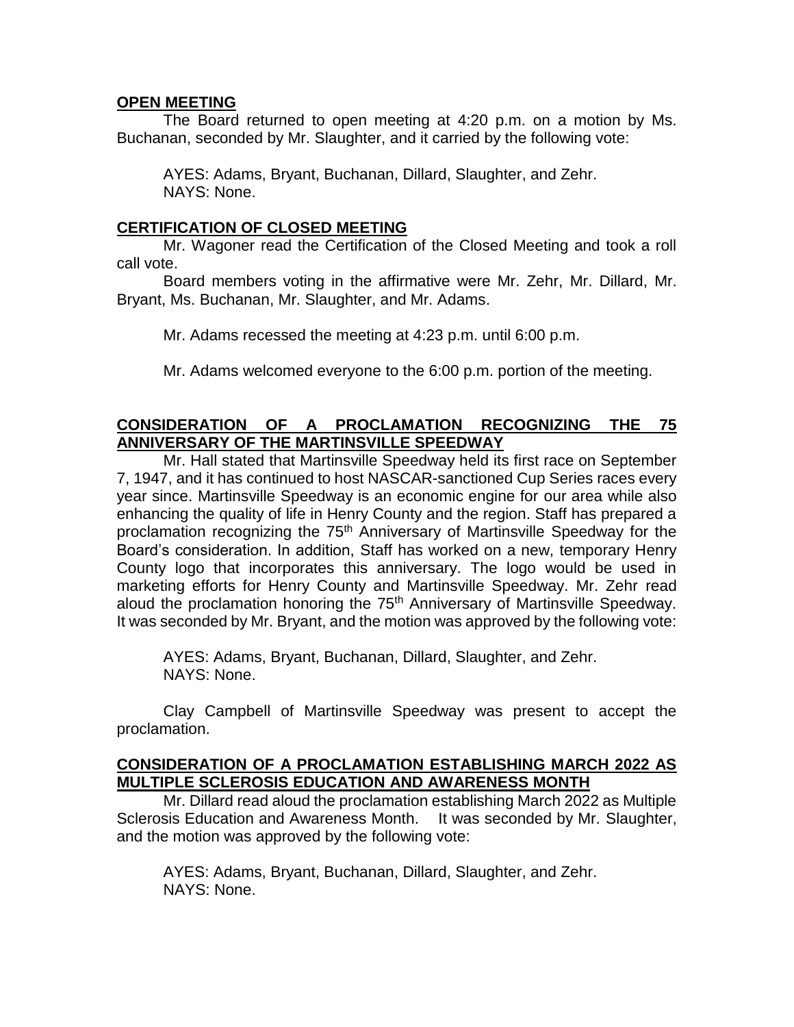**OPEN MEETING**

The Board returned to open meeting at 4:20 p.m. on a motion by Ms. Buchanan, seconded by Mr. Slaughter, and it carried by the following vote:

AYES: Adams, Bryant, Buchanan, Dillard, Slaughter, and Zehr.
NAYS: None.

**CERTIFICATION OF CLOSED MEETING**

Mr. Wagoner read the Certification of the Closed Meeting and took a roll call vote.

Board members voting in the affirmative were Mr. Zehr, Mr. Dillard, Mr. Bryant, Ms. Buchanan, Mr. Slaughter, and Mr. Adams.

Mr. Adams recessed the meeting at 4:23 p.m. until 6:00 p.m.

Mr. Adams welcomed everyone to the 6:00 p.m. portion of the meeting.

**CONSIDERATION OF A PROCLAMATION RECOGNIZING THE 75 ANNIVERSARY OF THE MARTINSVILLE SPEEDWAY**

Mr. Hall stated that Martinsville Speedway held its first race on September 7, 1947, and it has continued to host NASCAR-sanctioned Cup Series races every year since. Martinsville Speedway is an economic engine for our area while also enhancing the quality of life in Henry County and the region. Staff has prepared a proclamation recognizing the 75th Anniversary of Martinsville Speedway for the Board's consideration. In addition, Staff has worked on a new, temporary Henry County logo that incorporates this anniversary. The logo would be used in marketing efforts for Henry County and Martinsville Speedway. Mr. Zehr read aloud the proclamation honoring the 75th Anniversary of Martinsville Speedway. It was seconded by Mr. Bryant, and the motion was approved by the following vote:

AYES: Adams, Bryant, Buchanan, Dillard, Slaughter, and Zehr.
NAYS: None.

Clay Campbell of Martinsville Speedway was present to accept the proclamation.

**CONSIDERATION OF A PROCLAMATION ESTABLISHING MARCH 2022 AS MULTIPLE SCLEROSIS EDUCATION AND AWARENESS MONTH**

Mr. Dillard read aloud the proclamation establishing March 2022 as Multiple Sclerosis Education and Awareness Month. It was seconded by Mr. Slaughter, and the motion was approved by the following vote:

AYES: Adams, Bryant, Buchanan, Dillard, Slaughter, and Zehr.
NAYS: None.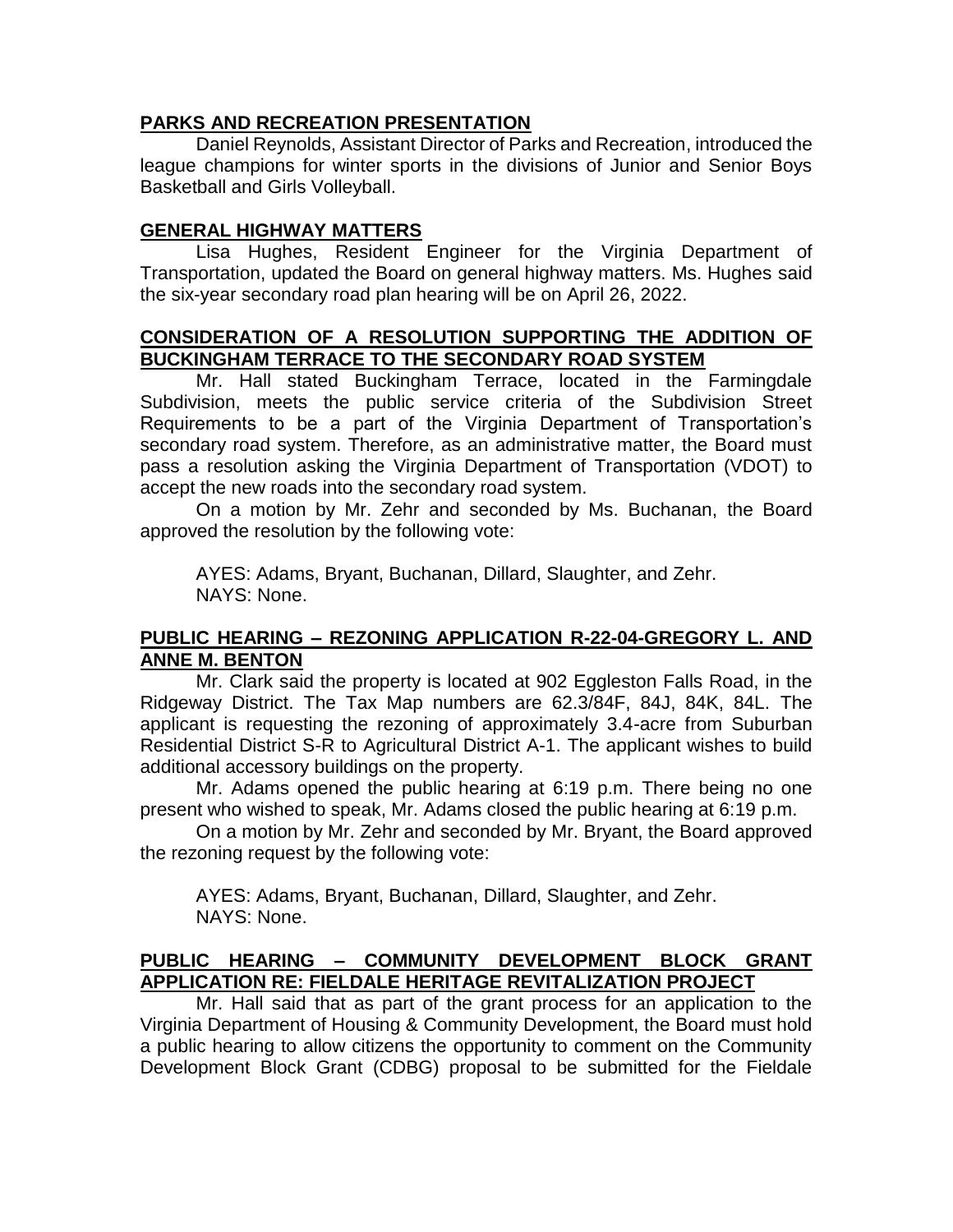**PARKS AND RECREATION PRESENTATION**

Daniel Reynolds, Assistant Director of Parks and Recreation, introduced the league champions for winter sports in the divisions of Junior and Senior Boys Basketball and Girls Volleyball.

**GENERAL HIGHWAY MATTERS**

Lisa Hughes, Resident Engineer for the Virginia Department of Transportation, updated the Board on general highway matters. Ms. Hughes said the six-year secondary road plan hearing will be on April 26, 2022.

**CONSIDERATION OF A RESOLUTION SUPPORTING THE ADDITION OF BUCKINGHAM TERRACE TO THE SECONDARY ROAD SYSTEM**

Mr. Hall stated Buckingham Terrace, located in the Farmingdale Subdivision, meets the public service criteria of the Subdivision Street Requirements to be a part of the Virginia Department of Transportation's secondary road system. Therefore, as an administrative matter, the Board must pass a resolution asking the Virginia Department of Transportation (VDOT) to accept the new roads into the secondary road system.

On a motion by Mr. Zehr and seconded by Ms. Buchanan, the Board approved the resolution by the following vote:

AYES: Adams, Bryant, Buchanan, Dillard, Slaughter, and Zehr.
NAYS: None.

**PUBLIC HEARING – REZONING APPLICATION R-22-04-GREGORY L. AND ANNE M. BENTON**

Mr. Clark said the property is located at 902 Eggleston Falls Road, in the Ridgeway District. The Tax Map numbers are 62.3/84F, 84J, 84K, 84L. The applicant is requesting the rezoning of approximately 3.4-acre from Suburban Residential District S-R to Agricultural District A-1. The applicant wishes to build additional accessory buildings on the property.

Mr. Adams opened the public hearing at 6:19 p.m. There being no one present who wished to speak, Mr. Adams closed the public hearing at 6:19 p.m.

On a motion by Mr. Zehr and seconded by Mr. Bryant, the Board approved the rezoning request by the following vote:

AYES: Adams, Bryant, Buchanan, Dillard, Slaughter, and Zehr.
NAYS: None.

**PUBLIC HEARING – COMMUNITY DEVELOPMENT BLOCK GRANT APPLICATION RE: FIELDALE HERITAGE REVITALIZATION PROJECT**

Mr. Hall said that as part of the grant process for an application to the Virginia Department of Housing & Community Development, the Board must hold a public hearing to allow citizens the opportunity to comment on the Community Development Block Grant (CDBG) proposal to be submitted for the Fieldale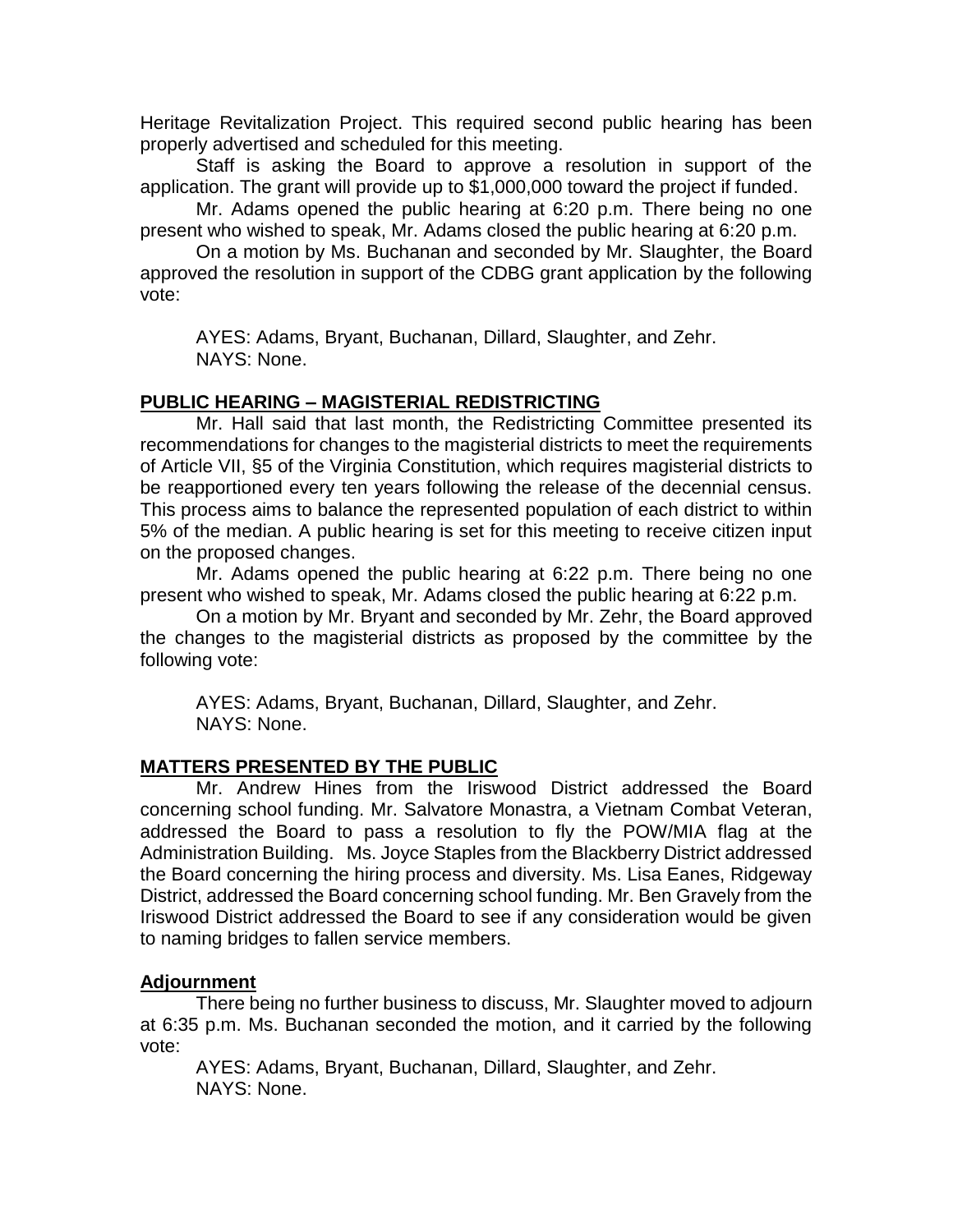Heritage Revitalization Project. This required second public hearing has been properly advertised and scheduled for this meeting.

Staff is asking the Board to approve a resolution in support of the application. The grant will provide up to $1,000,000 toward the project if funded.

Mr. Adams opened the public hearing at 6:20 p.m. There being no one present who wished to speak, Mr. Adams closed the public hearing at 6:20 p.m.

On a motion by Ms. Buchanan and seconded by Mr. Slaughter, the Board approved the resolution in support of the CDBG grant application by the following vote:

AYES: Adams, Bryant, Buchanan, Dillard, Slaughter, and Zehr.
NAYS: None.

## PUBLIC HEARING – MAGISTERIAL REDISTRICTING

Mr. Hall said that last month, the Redistricting Committee presented its recommendations for changes to the magisterial districts to meet the requirements of Article VII, §5 of the Virginia Constitution, which requires magisterial districts to be reapportioned every ten years following the release of the decennial census. This process aims to balance the represented population of each district to within 5% of the median. A public hearing is set for this meeting to receive citizen input on the proposed changes.

Mr. Adams opened the public hearing at 6:22 p.m. There being no one present who wished to speak, Mr. Adams closed the public hearing at 6:22 p.m.

On a motion by Mr. Bryant and seconded by Mr. Zehr, the Board approved the changes to the magisterial districts as proposed by the committee by the following vote:

AYES: Adams, Bryant, Buchanan, Dillard, Slaughter, and Zehr.
NAYS: None.

## MATTERS PRESENTED BY THE PUBLIC

Mr. Andrew Hines from the Iriswood District addressed the Board concerning school funding. Mr. Salvatore Monastra, a Vietnam Combat Veteran, addressed the Board to pass a resolution to fly the POW/MIA flag at the Administration Building. Ms. Joyce Staples from the Blackberry District addressed the Board concerning the hiring process and diversity. Ms. Lisa Eanes, Ridgeway District, addressed the Board concerning school funding. Mr. Ben Gravely from the Iriswood District addressed the Board to see if any consideration would be given to naming bridges to fallen service members.

## Adjournment

There being no further business to discuss, Mr. Slaughter moved to adjourn at 6:35 p.m. Ms. Buchanan seconded the motion, and it carried by the following vote:

AYES: Adams, Bryant, Buchanan, Dillard, Slaughter, and Zehr.
NAYS: None.